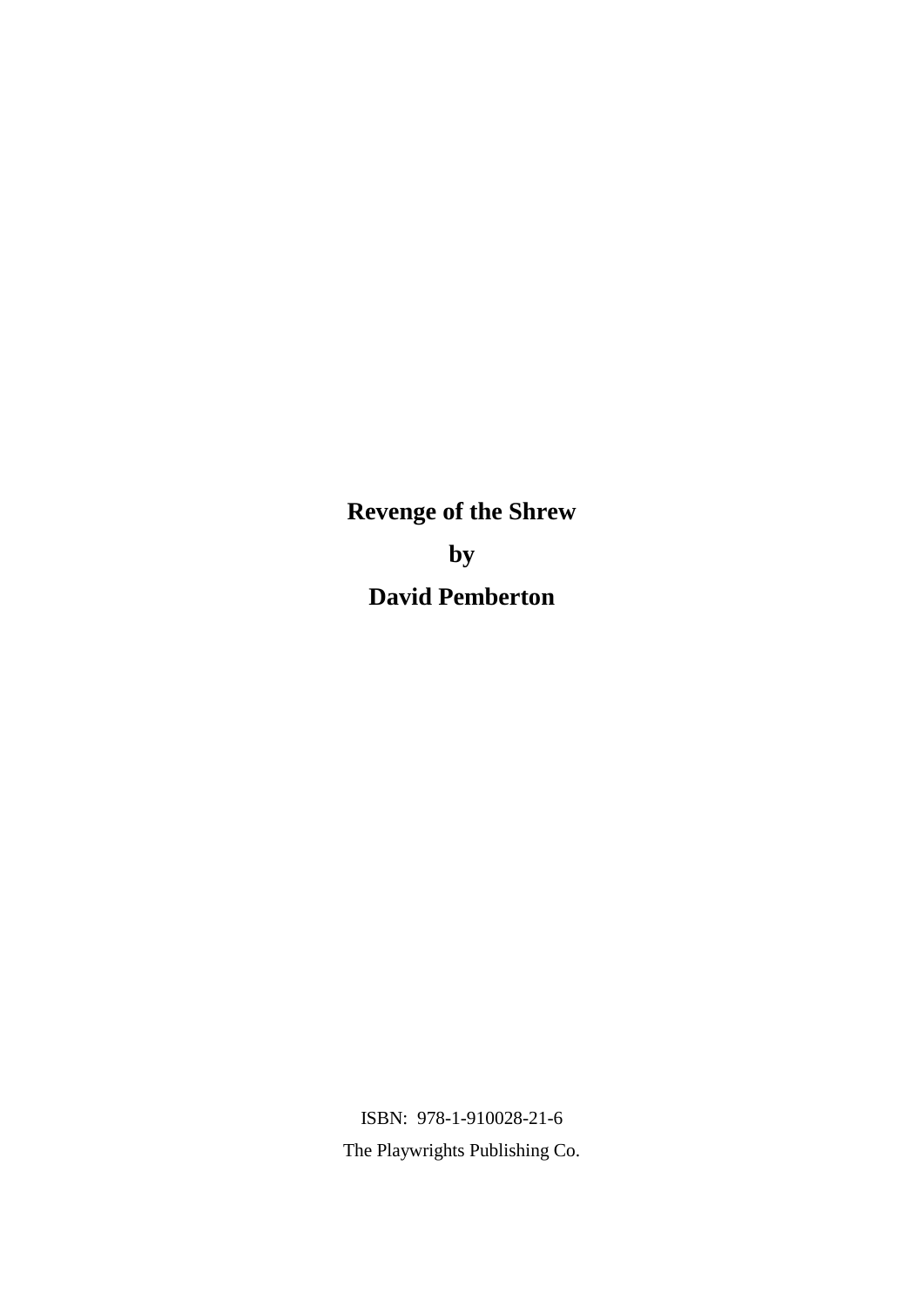# Revenge of the Shrew

**by**

**David Pemberton**

ISBN: 978-1-910028-21-6

The Playwrights Publishing Co.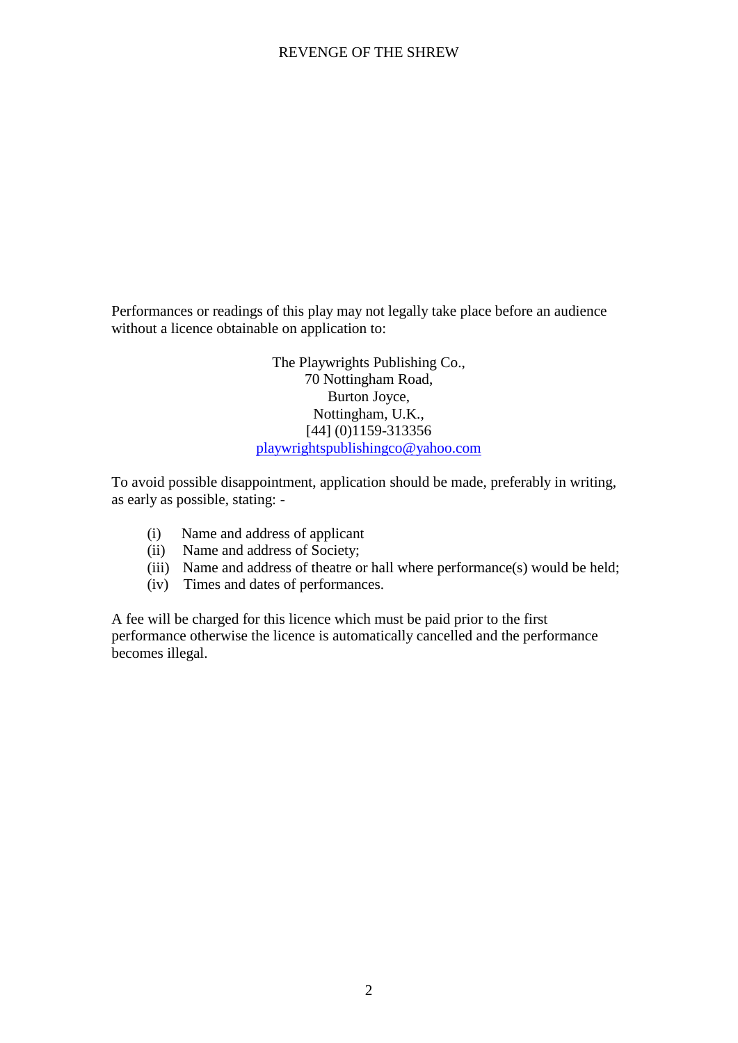Performances or readings of this play may not legally take place before an audience without a licence obtainable on application to:

The Playwrights Publishing Co.,
70 Nottingham Road,
Burton Joyce,
Nottingham, U.K.,
[44] (0)1159-313356
playwrightspublishingco@yahoo.com

To avoid possible disappointment, application should be made, preferably in writing, as early as possible, stating: -

(i) Name and address of applicant
(ii) Name and address of Society;
(iii) Name and address of theatre or hall where performance(s) would be held;
(iv) Times and dates of performances.

A fee will be charged for this licence which must be paid prior to the first performance otherwise the licence is automatically cancelled and the performance becomes illegal.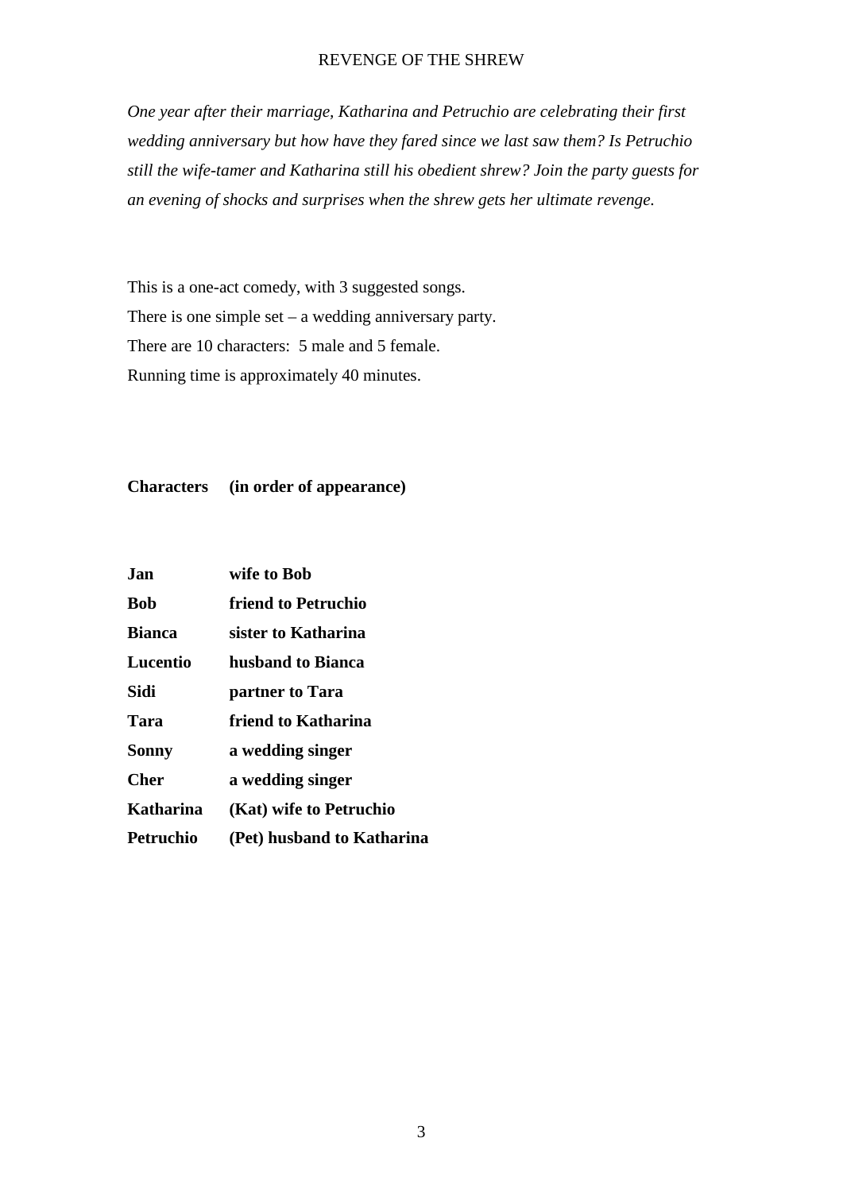*One year after their marriage, Katharina and Petruchio are celebrating their first wedding anniversary but how have they fared since we last saw them? Is Petruchio still the wife-tamer and Katharina still his obedient shrew? Join the party guests for an evening of shocks and surprises when the shrew gets her ultimate revenge.*

This is a one-act comedy, with 3 suggested songs.
There is one simple set – a wedding anniversary party.
There are 10 characters: 5 male and 5 female.
Running time is approximately 40 minutes.

**Characters (in order of appearance)**

| | |
|---|---|
| **Jan** | **wife to Bob** |
| **Bob** | **friend to Petruchio** |
| **Bianca** | **sister to Katharina** |
| **Lucentio** | **husband to Bianca** |
| **Sidi** | **partner to Tara** |
| **Tara** | **friend to Katharina** |
| **Sonny** | **a wedding singer** |
| **Cher** | **a wedding singer** |
| **Katharina** | **(Kat) wife to Petruchio** |
| **Petruchio** | **(Pet) husband to Katharina** |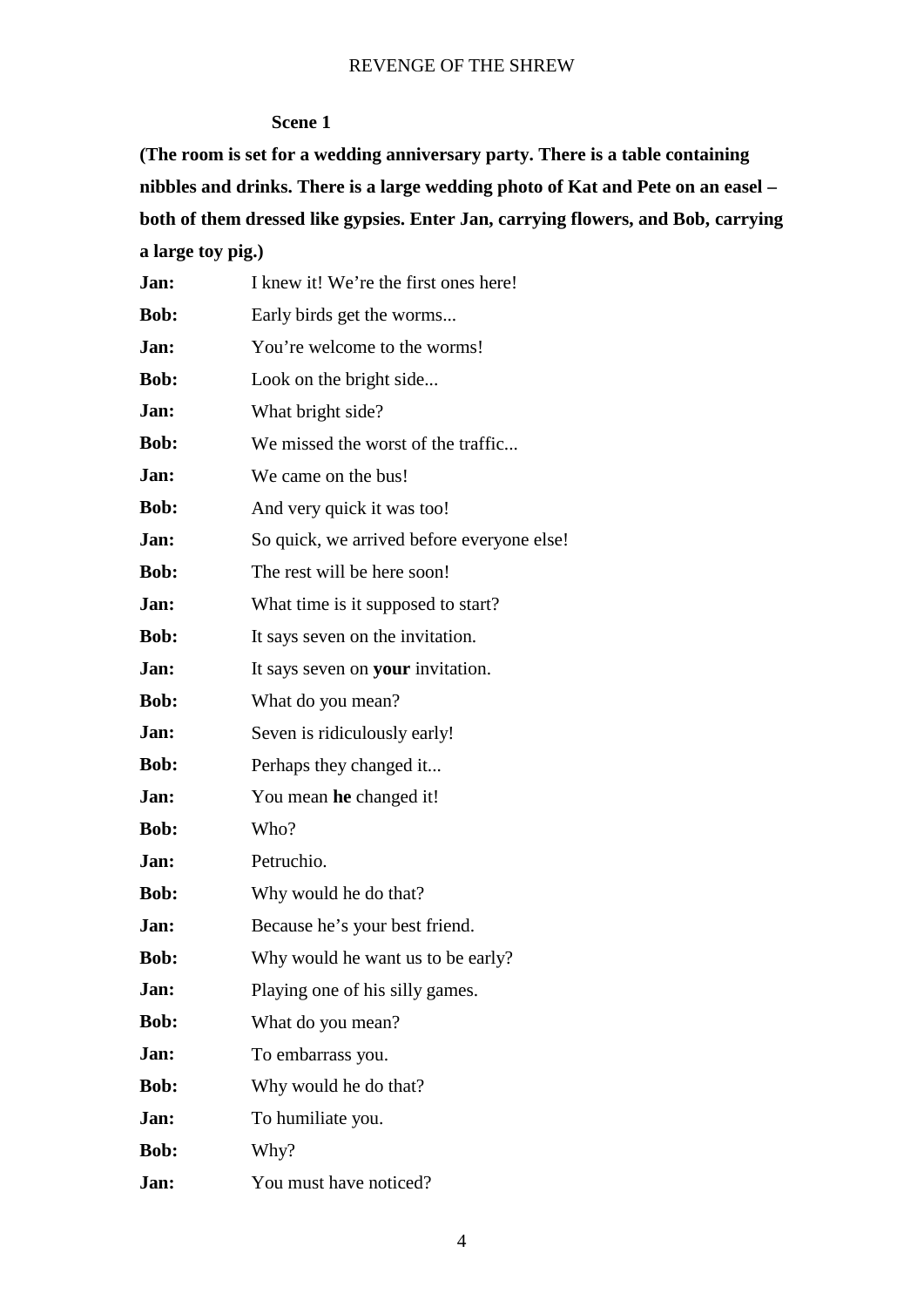**Scene 1**

**(The room is set for a wedding anniversary party. There is a table containing nibbles and drinks. There is a large wedding photo of Kat and Pete on an easel – both of them dressed like gypsies. Enter Jan, carrying flowers, and Bob, carrying a large toy pig.)**

**Jan:** I knew it! We're the first ones here!

**Bob:** Early birds get the worms...

**Jan:** You're welcome to the worms!

**Bob:** Look on the bright side...

**Jan:** What bright side?

**Bob:** We missed the worst of the traffic...

**Jan:** We came on the bus!

**Bob:** And very quick it was too!

**Jan:** So quick, we arrived before everyone else!

**Bob:** The rest will be here soon!

**Jan:** What time is it supposed to start?

**Bob:** It says seven on the invitation.

**Jan:** It says seven on **your** invitation.

**Bob:** What do you mean?

**Jan:** Seven is ridiculously early!

**Bob:** Perhaps they changed it...

**Jan:** You mean **he** changed it!

**Bob:** Who?

**Jan:** Petruchio.

**Bob:** Why would he do that?

**Jan:** Because he's your best friend.

**Bob:** Why would he want us to be early?

**Jan:** Playing one of his silly games.

**Bob:** What do you mean?

**Jan:** To embarrass you.

**Bob:** Why would he do that?

**Jan:** To humiliate you.

**Bob:** Why?

**Jan:** You must have noticed?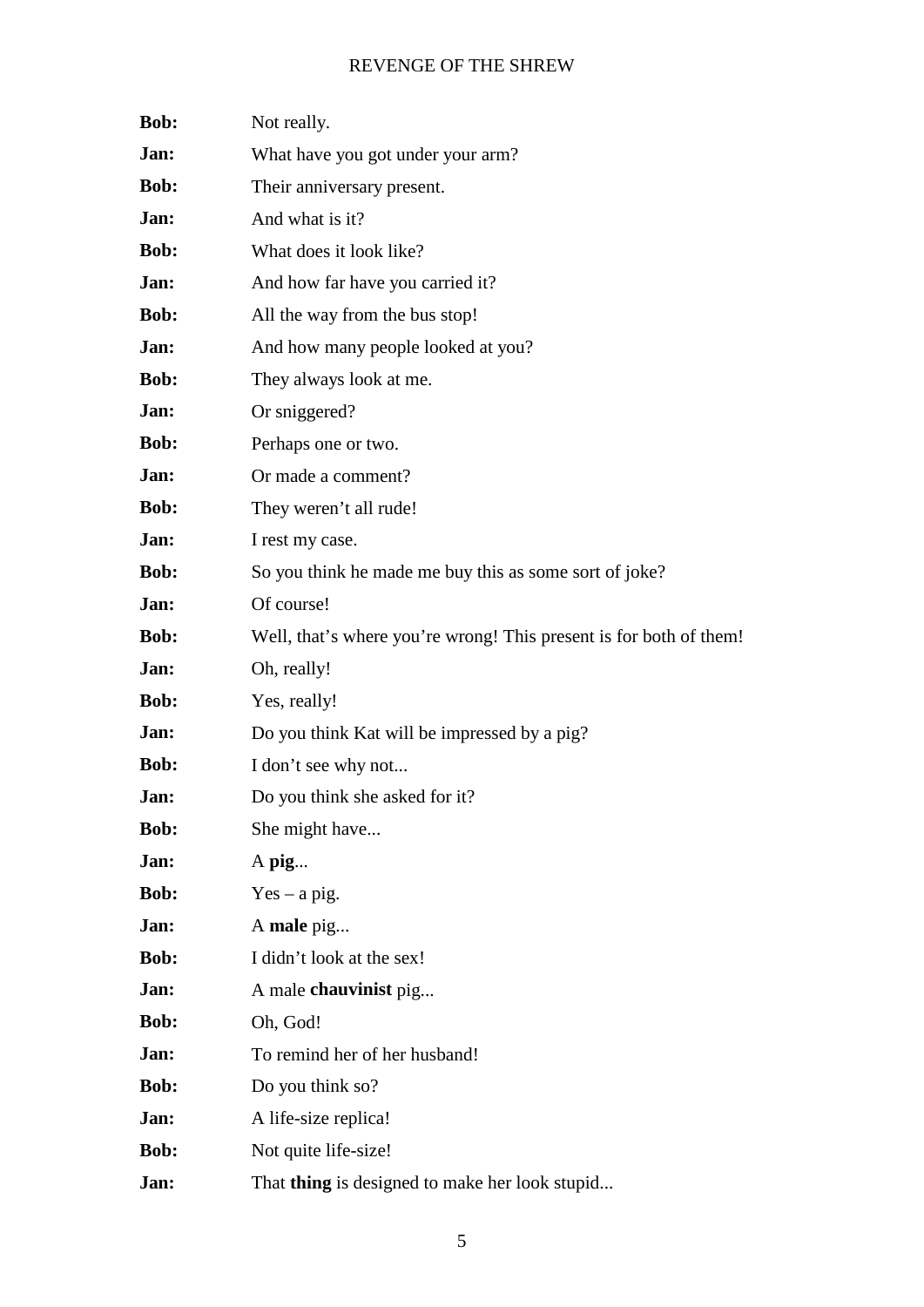**Bob:** Not really.

**Jan:** What have you got under your arm?

**Bob:** Their anniversary present.

**Jan:** And what is it?

**Bob:** What does it look like?

**Jan:** And how far have you carried it?

**Bob:** All the way from the bus stop!

**Jan:** And how many people looked at you?

**Bob:** They always look at me.

**Jan:** Or sniggered?

**Bob:** Perhaps one or two.

**Jan:** Or made a comment?

**Bob:** They weren't all rude!

**Jan:** I rest my case.

**Bob:** So you think he made me buy this as some sort of joke?

**Jan:** Of course!

**Bob:** Well, that's where you're wrong! This present is for both of them!

**Jan:** Oh, really!

**Bob:** Yes, really!

**Jan:** Do you think Kat will be impressed by a pig?

**Bob:** I don't see why not...

**Jan:** Do you think she asked for it?

**Bob:** She might have...

**Jan:** A **pig**...

**Bob:** Yes – a pig.

**Jan:** A **male** pig...

**Bob:** I didn't look at the sex!

**Jan:** A male **chauvinist** pig...

**Bob:** Oh, God!

**Jan:** To remind her of her husband!

**Bob:** Do you think so?

**Jan:** A life-size replica!

**Bob:** Not quite life-size!

**Jan:** That **thing** is designed to make her look stupid...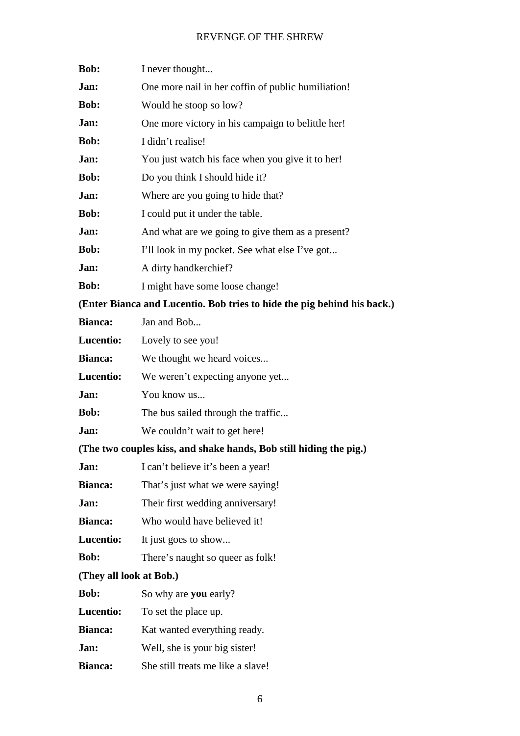**Bob:** I never thought...

**Jan:** One more nail in her coffin of public humiliation!

**Bob:** Would he stoop so low?

**Jan:** One more victory in his campaign to belittle her!

**Bob:** I didn't realise!

**Jan:** You just watch his face when you give it to her!

**Bob:** Do you think I should hide it?

**Jan:** Where are you going to hide that?

**Bob:** I could put it under the table.

**Jan:** And what are we going to give them as a present?

**Bob:** I'll look in my pocket. See what else I've got...

**Jan:** A dirty handkerchief?

**Bob:** I might have some loose change!

**(Enter Bianca and Lucentio. Bob tries to hide the pig behind his back.)**

**Bianca:** Jan and Bob...

**Lucentio:** Lovely to see you!

**Bianca:** We thought we heard voices...

**Lucentio:** We weren't expecting anyone yet...

**Jan:** You know us...

**Bob:** The bus sailed through the traffic...

**Jan:** We couldn't wait to get here!

**(The two couples kiss, and shake hands, Bob still hiding the pig.)**

**Jan:** I can't believe it's been a year!

**Bianca:** That's just what we were saying!

**Jan:** Their first wedding anniversary!

**Bianca:** Who would have believed it!

**Lucentio:** It just goes to show...

**Bob:** There's naught so queer as folk!

**(They all look at Bob.)**

**Bob:** So why are **you** early?

**Lucentio:** To set the place up.

**Bianca:** Kat wanted everything ready.

**Jan:** Well, she is your big sister!

**Bianca:** She still treats me like a slave!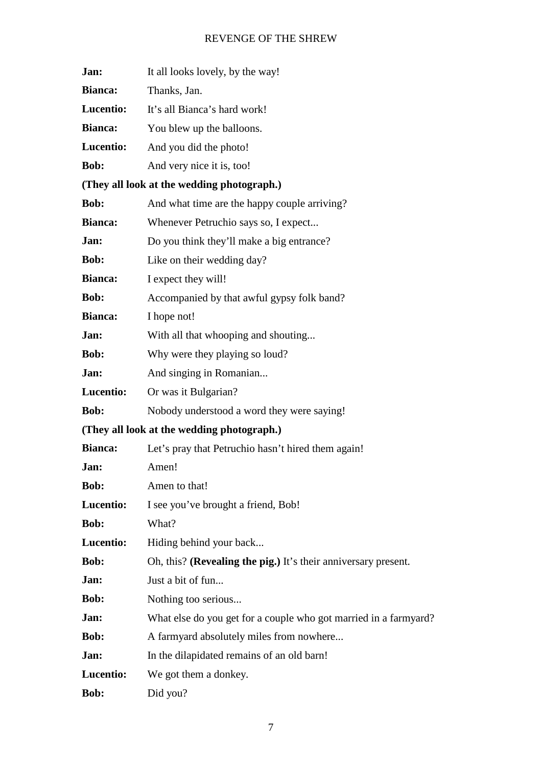**Jan:** It all looks lovely, by the way!

**Bianca:** Thanks, Jan.

**Lucentio:** It's all Bianca's hard work!

**Bianca:** You blew up the balloons.

**Lucentio:** And you did the photo!

**Bob:** And very nice it is, too!

**(They all look at the wedding photograph.)**

**Bob:** And what time are the happy couple arriving?

**Bianca:** Whenever Petruchio says so, I expect...

**Jan:** Do you think they'll make a big entrance?

**Bob:** Like on their wedding day?

**Bianca:** I expect they will!

**Bob:** Accompanied by that awful gypsy folk band?

**Bianca:** I hope not!

**Jan:** With all that whooping and shouting...

**Bob:** Why were they playing so loud?

**Jan:** And singing in Romanian...

**Lucentio:** Or was it Bulgarian?

**Bob:** Nobody understood a word they were saying!

**(They all look at the wedding photograph.)**

**Bianca:** Let's pray that Petruchio hasn't hired them again!

**Jan:** Amen!

**Bob:** Amen to that!

**Lucentio:** I see you've brought a friend, Bob!

**Bob:** What?

**Lucentio:** Hiding behind your back...

**Bob:** Oh, this? **(Revealing the pig.)** It's their anniversary present.

**Jan:** Just a bit of fun...

**Bob:** Nothing too serious...

**Jan:** What else do you get for a couple who got married in a farmyard?

**Bob:** A farmyard absolutely miles from nowhere...

**Jan:** In the dilapidated remains of an old barn!

**Lucentio:** We got them a donkey.

**Bob:** Did you?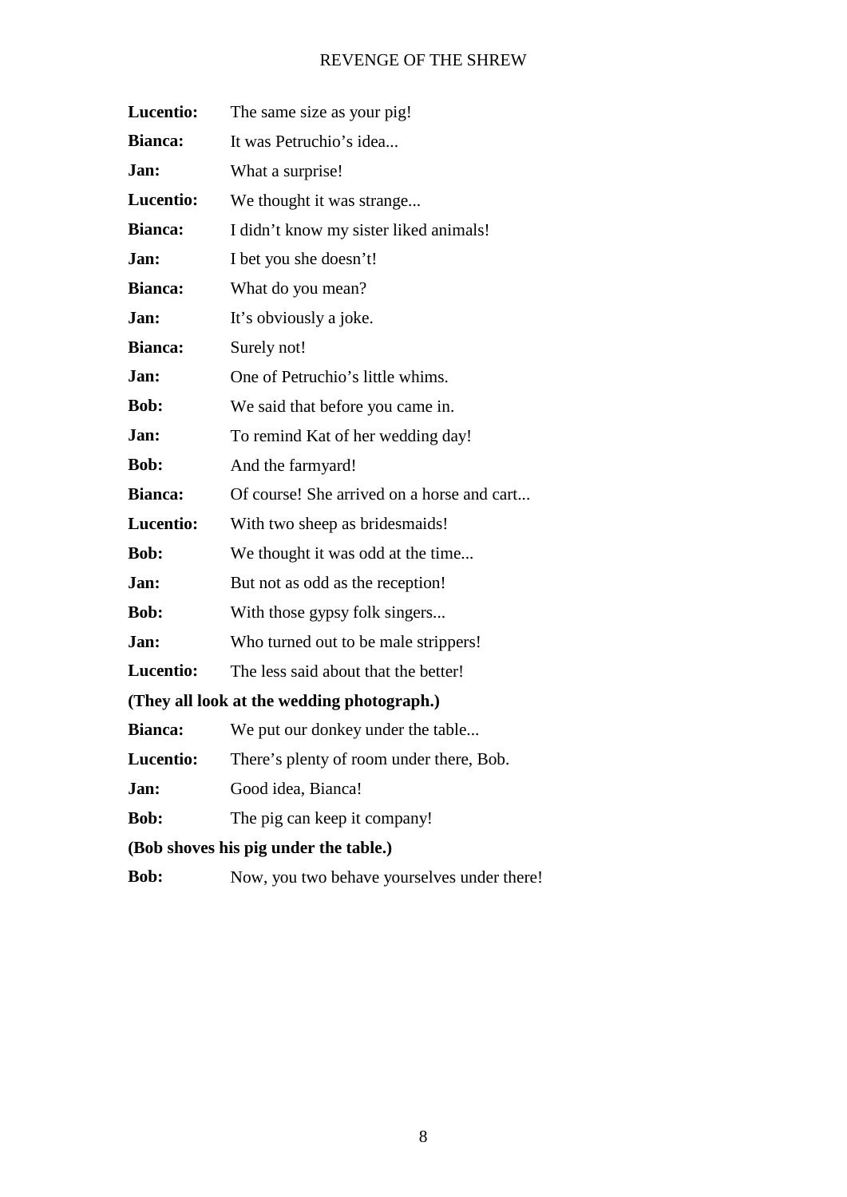**Lucentio:** The same size as your pig!

**Bianca:** It was Petruchio's idea...

**Jan:** What a surprise!

**Lucentio:** We thought it was strange...

**Bianca:** I didn't know my sister liked animals!

**Jan:** I bet you she doesn't!

**Bianca:** What do you mean?

**Jan:** It's obviously a joke.

**Bianca:** Surely not!

**Jan:** One of Petruchio's little whims.

**Bob:** We said that before you came in.

**Jan:** To remind Kat of her wedding day!

**Bob:** And the farmyard!

**Bianca:** Of course! She arrived on a horse and cart...

**Lucentio:** With two sheep as bridesmaids!

**Bob:** We thought it was odd at the time...

**Jan:** But not as odd as the reception!

**Bob:** With those gypsy folk singers...

**Jan:** Who turned out to be male strippers!

**Lucentio:** The less said about that the better!

**(They all look at the wedding photograph.)**

**Bianca:** We put our donkey under the table...

**Lucentio:** There's plenty of room under there, Bob.

**Jan:** Good idea, Bianca!

**Bob:** The pig can keep it company!

**(Bob shoves his pig under the table.)**

**Bob:** Now, you two behave yourselves under there!